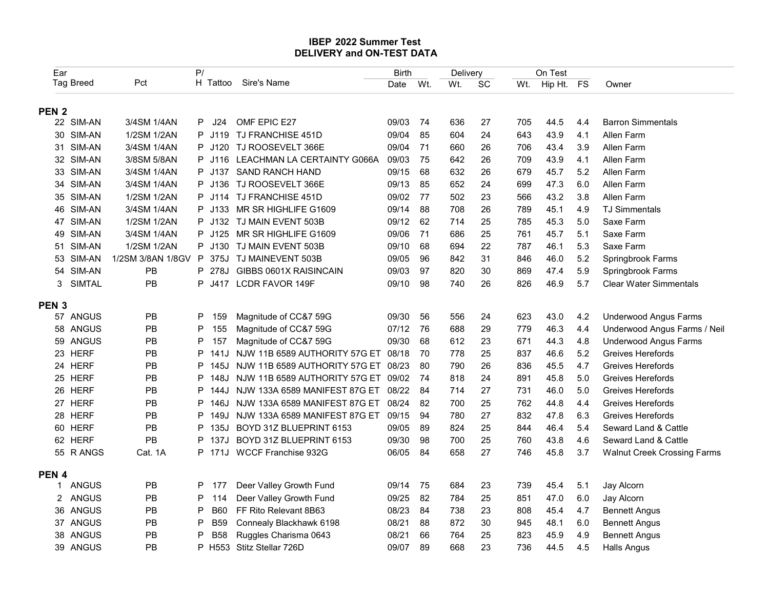# IBEP 2022 Summer Test
## DELIVERY and ON-TEST DATA

| Ear Tag | Breed | Pct | P/H | Tattoo | Sire's Name | Birth Date | Birth Wt. | Delivery Wt. | Delivery SC | On Test Wt. | On Test Hip Ht. | On Test FS | Owner |
|---|---|---|---|---|---|---|---|---|---|---|---|---|---|
| **PEN 2** | | | | | | | | | | | | | |
| 22 | SIM-AN | 3/4SM 1/4AN | P | J24 | OMF EPIC E27 | 09/03 | 74 | 636 | 27 | 705 | 44.5 | 4.4 | Barron Simmentals |
| 30 | SIM-AN | 1/2SM 1/2AN | P | J119 | TJ FRANCHISE 451D | 09/04 | 85 | 604 | 24 | 643 | 43.9 | 4.1 | Allen Farm |
| 31 | SIM-AN | 3/4SM 1/4AN | P | J120 | TJ ROOSEVELT 366E | 09/04 | 71 | 660 | 26 | 706 | 43.4 | 3.9 | Allen Farm |
| 32 | SIM-AN | 3/8SM 5/8AN | P | J116 | LEACHMAN LA CERTAINTY G066A | 09/03 | 75 | 642 | 26 | 709 | 43.9 | 4.1 | Allen Farm |
| 33 | SIM-AN | 3/4SM 1/4AN | P | J137 | SAND RANCH HAND | 09/15 | 68 | 632 | 26 | 679 | 45.7 | 5.2 | Allen Farm |
| 34 | SIM-AN | 3/4SM 1/4AN | P | J136 | TJ ROOSEVELT 366E | 09/13 | 85 | 652 | 24 | 699 | 47.3 | 6.0 | Allen Farm |
| 35 | SIM-AN | 1/2SM 1/2AN | P | J114 | TJ FRANCHISE 451D | 09/02 | 77 | 502 | 23 | 566 | 43.2 | 3.8 | Allen Farm |
| 46 | SIM-AN | 3/4SM 1/4AN | P | J133 | MR SR HIGHLIFE G1609 | 09/14 | 88 | 708 | 26 | 789 | 45.1 | 4.9 | TJ Simmentals |
| 47 | SIM-AN | 1/2SM 1/2AN | P | J132 | TJ MAIN EVENT 503B | 09/12 | 62 | 714 | 25 | 785 | 45.3 | 5.0 | Saxe Farm |
| 49 | SIM-AN | 3/4SM 1/4AN | P | J125 | MR SR HIGHLIFE G1609 | 09/06 | 71 | 686 | 25 | 761 | 45.7 | 5.1 | Saxe Farm |
| 51 | SIM-AN | 1/2SM 1/2AN | P | J130 | TJ MAIN EVENT 503B | 09/10 | 68 | 694 | 22 | 787 | 46.1 | 5.3 | Saxe Farm |
| 53 | SIM-AN | 1/2SM 3/8AN 1/8GV | P | 375J | TJ MAINEVENT 503B | 09/05 | 96 | 842 | 31 | 846 | 46.0 | 5.2 | Springbrook Farms |
| 54 | SIM-AN | PB | P | 278J | GIBBS 0601X RAISINCAIN | 09/03 | 97 | 820 | 30 | 869 | 47.4 | 5.9 | Springbrook Farms |
| 3 | SIMTAL | PB | P | J417 | LCDR FAVOR 149F | 09/10 | 98 | 740 | 26 | 826 | 46.9 | 5.7 | Clear Water Simmentals |
| **PEN 3** | | | | | | | | | | | | | |
| 57 | ANGUS | PB | P | 159 | Magnitude of CC&7 59G | 09/30 | 56 | 556 | 24 | 623 | 43.0 | 4.2 | Underwood Angus Farms |
| 58 | ANGUS | PB | P | 155 | Magnitude of CC&7 59G | 07/12 | 76 | 688 | 29 | 779 | 46.3 | 4.4 | Underwood Angus Farms / Neil |
| 59 | ANGUS | PB | P | 157 | Magnitude of CC&7 59G | 09/30 | 68 | 612 | 23 | 671 | 44.3 | 4.8 | Underwood Angus Farms |
| 23 | HERF | PB | P | 141J | NJW 11B 6589 AUTHORITY 57G ET | 08/18 | 70 | 778 | 25 | 837 | 46.6 | 5.2 | Greives Herefords |
| 24 | HERF | PB | P | 145J | NJW 11B 6589 AUTHORITY 57G ET | 08/23 | 80 | 790 | 26 | 836 | 45.5 | 4.7 | Greives Herefords |
| 25 | HERF | PB | P | 148J | NJW 11B 6589 AUTHORITY 57G ET | 09/02 | 74 | 818 | 24 | 891 | 45.8 | 5.0 | Greives Herefords |
| 26 | HERF | PB | P | 144J | NJW 133A 6589 MANIFEST 87G ET | 08/22 | 84 | 714 | 27 | 731 | 46.0 | 5.0 | Greives Herefords |
| 27 | HERF | PB | P | 146J | NJW 133A 6589 MANIFEST 87G ET | 08/24 | 82 | 700 | 25 | 762 | 44.8 | 4.4 | Greives Herefords |
| 28 | HERF | PB | P | 149J | NJW 133A 6589 MANIFEST 87G ET | 09/15 | 94 | 780 | 27 | 832 | 47.8 | 6.3 | Greives Herefords |
| 60 | HERF | PB | P | 135J | BOYD 31Z BLUEPRINT 6153 | 09/05 | 89 | 824 | 25 | 844 | 46.4 | 5.4 | Seward Land & Cattle |
| 62 | HERF | PB | P | 137J | BOYD 31Z BLUEPRINT 6153 | 09/30 | 98 | 700 | 25 | 760 | 43.8 | 4.6 | Seward Land & Cattle |
| 55 | R ANGS | Cat. 1A | P | 171J | WCCF Franchise 932G | 06/05 | 84 | 658 | 27 | 746 | 45.8 | 3.7 | Walnut Creek Crossing Farms |
| **PEN 4** | | | | | | | | | | | | | |
| 1 | ANGUS | PB | P | 177 | Deer Valley Growth Fund | 09/14 | 75 | 684 | 23 | 739 | 45.4 | 5.1 | Jay Alcorn |
| 2 | ANGUS | PB | P | 114 | Deer Valley Growth Fund | 09/25 | 82 | 784 | 25 | 851 | 47.0 | 6.0 | Jay Alcorn |
| 36 | ANGUS | PB | P | B60 | FF Rito Relevant 8B63 | 08/23 | 84 | 738 | 23 | 808 | 45.4 | 4.7 | Bennett Angus |
| 37 | ANGUS | PB | P | B59 | Connealy Blackhawk 6198 | 08/21 | 88 | 872 | 30 | 945 | 48.1 | 6.0 | Bennett Angus |
| 38 | ANGUS | PB | P | B58 | Ruggles Charisma 0643 | 08/21 | 66 | 764 | 25 | 823 | 45.9 | 4.9 | Bennett Angus |
| 39 | ANGUS | PB | P | H553 | Stitz Stellar 726D | 09/07 | 89 | 668 | 23 | 736 | 44.5 | 4.5 | Halls Angus |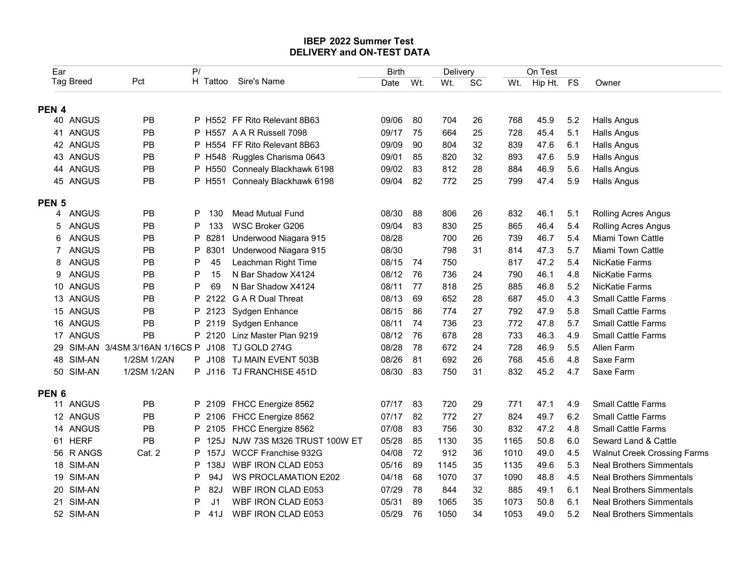## IBEP 2022 Summer Test
## DELIVERY and ON-TEST DATA

| Ear Tag | Breed | Pct | P/H | Tattoo | Sire's Name | Birth Date | Birth Wt. | Delivery Wt. | Delivery SC | On Test Wt. | On Test Hip Ht. | On Test FS | Owner |
|---|---|---|---|---|---|---|---|---|---|---|---|---|---|
| **PEN 4** | | | | | | | | | | | | | |
| 40 | ANGUS | PB | P | H552 | FF Rito Relevant 8B63 | 09/06 | 80 | 704 | 26 | 768 | 45.9 | 5.2 | Halls Angus |
| 41 | ANGUS | PB | P | H557 | A A R Russell 7098 | 09/17 | 75 | 664 | 25 | 728 | 45.4 | 5.1 | Halls Angus |
| 42 | ANGUS | PB | P | H554 | FF Rito Relevant 8B63 | 09/09 | 90 | 804 | 32 | 839 | 47.6 | 6.1 | Halls Angus |
| 43 | ANGUS | PB | P | H548 | Ruggles Charisma 0643 | 09/01 | 85 | 820 | 32 | 893 | 47.6 | 5.9 | Halls Angus |
| 44 | ANGUS | PB | P | H550 | Connealy Blackhawk 6198 | 09/02 | 83 | 812 | 28 | 884 | 46.9 | 5.6 | Halls Angus |
| 45 | ANGUS | PB | P | H551 | Connealy Blackhawk 6198 | 09/04 | 82 | 772 | 25 | 799 | 47.4 | 5.9 | Halls Angus |
| **PEN 5** | | | | | | | | | | | | | |
| 4 | ANGUS | PB | P | 130 | Mead Mutual Fund | 08/30 | 88 | 806 | 26 | 832 | 46.1 | 5.1 | Rolling Acres Angus |
| 5 | ANGUS | PB | P | 133 | WSC Broker G206 | 09/04 | 83 | 830 | 25 | 865 | 46.4 | 5.4 | Rolling Acres Angus |
| 6 | ANGUS | PB | P | 8281 | Underwood Niagara 915 | 08/28 | | 700 | 26 | 739 | 46.7 | 5.4 | Miami Town Cattle |
| 7 | ANGUS | PB | P | 8301 | Underwood Niagara 915 | 08/30 | | 798 | 31 | 814 | 47.3 | 5.7 | Miami Town Cattle |
| 8 | ANGUS | PB | P | 45 | Leachman Right Time | 08/15 | 74 | 750 | | 817 | 47.2 | 5.4 | NicKatie Farms |
| 9 | ANGUS | PB | P | 15 | N Bar Shadow X4124 | 08/12 | 76 | 736 | 24 | 790 | 46.1 | 4.8 | NicKatie Farms |
| 10 | ANGUS | PB | P | 69 | N Bar Shadow X4124 | 08/11 | 77 | 818 | 25 | 885 | 46.8 | 5.2 | NicKatie Farms |
| 13 | ANGUS | PB | P | 2122 | G A R Dual Threat | 08/13 | 69 | 652 | 28 | 687 | 45.0 | 4.3 | Small Cattle Farms |
| 15 | ANGUS | PB | P | 2123 | Sydgen Enhance | 08/15 | 86 | 774 | 27 | 792 | 47.9 | 5.8 | Small Cattle Farms |
| 16 | ANGUS | PB | P | 2119 | Sydgen Enhance | 08/11 | 74 | 736 | 23 | 772 | 47.8 | 5.7 | Small Cattle Farms |
| 17 | ANGUS | PB | P | 2120 | Linz Master Plan 9219 | 08/12 | 76 | 678 | 28 | 733 | 46.3 | 4.9 | Small Cattle Farms |
| 29 | SIM-AN | 3/4SM 3/16AN 1/16CS | P | J108 | TJ GOLD 274G | 08/28 | 78 | 672 | 24 | 728 | 46.9 | 5.5 | Allen Farm |
| 48 | SIM-AN | 1/2SM 1/2AN | P | J108 | TJ MAIN EVENT 503B | 08/26 | 81 | 692 | 26 | 768 | 45.6 | 4.8 | Saxe Farm |
| 50 | SIM-AN | 1/2SM 1/2AN | P | J116 | TJ FRANCHISE 451D | 08/30 | 83 | 750 | 31 | 832 | 45.2 | 4.7 | Saxe Farm |
| **PEN 6** | | | | | | | | | | | | | |
| 11 | ANGUS | PB | P | 2109 | FHCC Energize 8562 | 07/17 | 83 | 720 | 29 | 771 | 47.1 | 4.9 | Small Cattle Farms |
| 12 | ANGUS | PB | P | 2106 | FHCC Energize 8562 | 07/17 | 82 | 772 | 27 | 824 | 49.7 | 6.2 | Small Cattle Farms |
| 14 | ANGUS | PB | P | 2105 | FHCC Energize 8562 | 07/08 | 83 | 756 | 30 | 832 | 47.2 | 4.8 | Small Cattle Farms |
| 61 | HERF | PB | P | 125J | NJW 73S M326 TRUST 100W ET | 05/28 | 85 | 1130 | 35 | 1165 | 50.8 | 6.0 | Seward Land & Cattle |
| 56 | R ANGS | Cat. 2 | P | 157J | WCCF Franchise 932G | 04/08 | 72 | 912 | 36 | 1010 | 49.0 | 4.5 | Walnut Creek Crossing Farms |
| 18 | SIM-AN | | P | 138J | WBF IRON CLAD E053 | 05/16 | 89 | 1145 | 35 | 1135 | 49.6 | 5.3 | Neal Brothers Simmentals |
| 19 | SIM-AN | | P | 94J | WS PROCLAMATION E202 | 04/18 | 68 | 1070 | 37 | 1090 | 48.8 | 4.5 | Neal Brothers Simmentals |
| 20 | SIM-AN | | P | 82J | WBF IRON CLAD E053 | 07/29 | 78 | 844 | 32 | 885 | 49.1 | 6.1 | Neal Brothers Simmentals |
| 21 | SIM-AN | | P | J1 | WBF IRON CLAD E053 | 05/31 | 89 | 1065 | 35 | 1073 | 50.8 | 6.1 | Neal Brothers Simmentals |
| 52 | SIM-AN | | P | 41J | WBF IRON CLAD E053 | 05/29 | 76 | 1050 | 34 | 1053 | 49.0 | 5.2 | Neal Brothers Simmentals |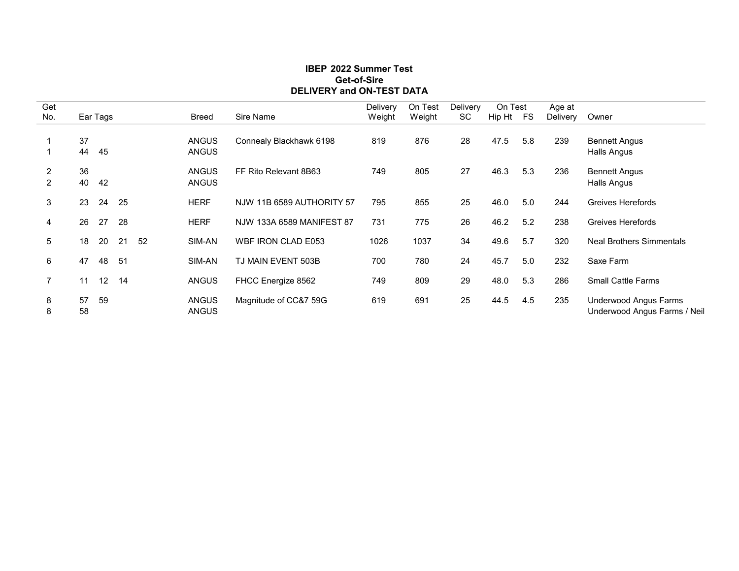**IBEP 2022 Summer Test**
**Get-of-Sire**
**DELIVERY and ON-TEST DATA**

| Get No. | Ear Tags | Breed | Sire Name | Delivery Weight | On Test Weight | Delivery SC | On Test Hip Ht | On Test FS | Age at Delivery | Owner |
|---|---|---|---|---|---|---|---|---|---|---|
| 1 | 37 | ANGUS | Connealy Blackhawk 6198 | 819 | 876 | 28 | 47.5 | 5.8 | 239 | Bennett Angus |
| 1 | 44 45 | ANGUS | | | | | | | | Halls Angus |
| 2 | 36 | ANGUS | FF Rito Relevant 8B63 | 749 | 805 | 27 | 46.3 | 5.3 | 236 | Bennett Angus |
| 2 | 40 42 | ANGUS | | | | | | | | Halls Angus |
| 3 | 23 24 25 | HERF | NJW 11B 6589 AUTHORITY 57 | 795 | 855 | 25 | 46.0 | 5.0 | 244 | Greives Herefords |
| 4 | 26 27 28 | HERF | NJW 133A 6589 MANIFEST 87 | 731 | 775 | 26 | 46.2 | 5.2 | 238 | Greives Herefords |
| 5 | 18 20 21 52 | SIM-AN | WBF IRON CLAD E053 | 1026 | 1037 | 34 | 49.6 | 5.7 | 320 | Neal Brothers Simmentals |
| 6 | 47 48 51 | SIM-AN | TJ MAIN EVENT 503B | 700 | 780 | 24 | 45.7 | 5.0 | 232 | Saxe Farm |
| 7 | 11 12 14 | ANGUS | FHCC Energize 8562 | 749 | 809 | 29 | 48.0 | 5.3 | 286 | Small Cattle Farms |
| 8 | 57 59 | ANGUS | Magnitude of CC&7 59G | 619 | 691 | 25 | 44.5 | 4.5 | 235 | Underwood Angus Farms |
| 8 | 58 | ANGUS | | | | | | | | Underwood Angus Farms / Neil |